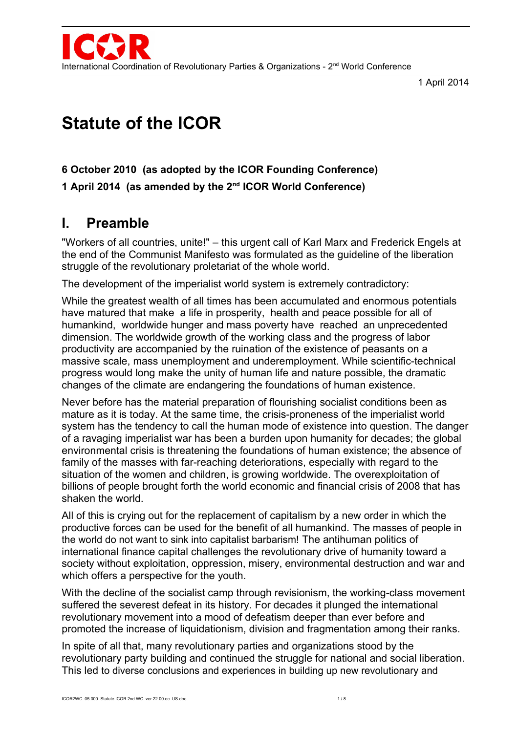ICOR

International Coordination of Revolutionary Parties & Organizations - 2nd World Conference

1 April 2014

# Statute of the ICOR

**6 October 2010 (as adopted by the ICOR Founding Conference)**

**1 April 2014 (as amended by the 2nd ICOR World Conference)**

## I. Preamble

"Workers of all countries, unite!" – this urgent call of Karl Marx and Frederick Engels at the end of the Communist Manifesto was formulated as the guideline of the liberation struggle of the revolutionary proletariat of the whole world.

The development of the imperialist world system is extremely contradictory:

While the greatest wealth of all times has been accumulated and enormous potentials have matured that make a life in prosperity, health and peace possible for all of humankind, worldwide hunger and mass poverty have reached an unprecedented dimension. The worldwide growth of the working class and the progress of labor productivity are accompanied by the ruination of the existence of peasants on a massive scale, mass unemployment and underemployment. While scientific-technical progress would long make the unity of human life and nature possible, the dramatic changes of the climate are endangering the foundations of human existence.

Never before has the material preparation of flourishing socialist conditions been as mature as it is today. At the same time, the crisis-proneness of the imperialist world system has the tendency to call the human mode of existence into question. The danger of a ravaging imperialist war has been a burden upon humanity for decades; the global environmental crisis is threatening the foundations of human existence; the absence of family of the masses with far-reaching deteriorations, especially with regard to the situation of the women and children, is growing worldwide. The overexploitation of billions of people brought forth the world economic and financial crisis of 2008 that has shaken the world.

All of this is crying out for the replacement of capitalism by a new order in which the productive forces can be used for the benefit of all humankind. The masses of people in the world do not want to sink into capitalist barbarism! The antihuman politics of international finance capital challenges the revolutionary drive of humanity toward a society without exploitation, oppression, misery, environmental destruction and war and which offers a perspective for the youth.

With the decline of the socialist camp through revisionism, the working-class movement suffered the severest defeat in its history. For decades it plunged the international revolutionary movement into a mood of defeatism deeper than ever before and promoted the increase of liquidationism, division and fragmentation among their ranks.

In spite of all that, many revolutionary parties and organizations stood by the revolutionary party building and continued the struggle for national and social liberation. This led to diverse conclusions and experiences in building up new revolutionary and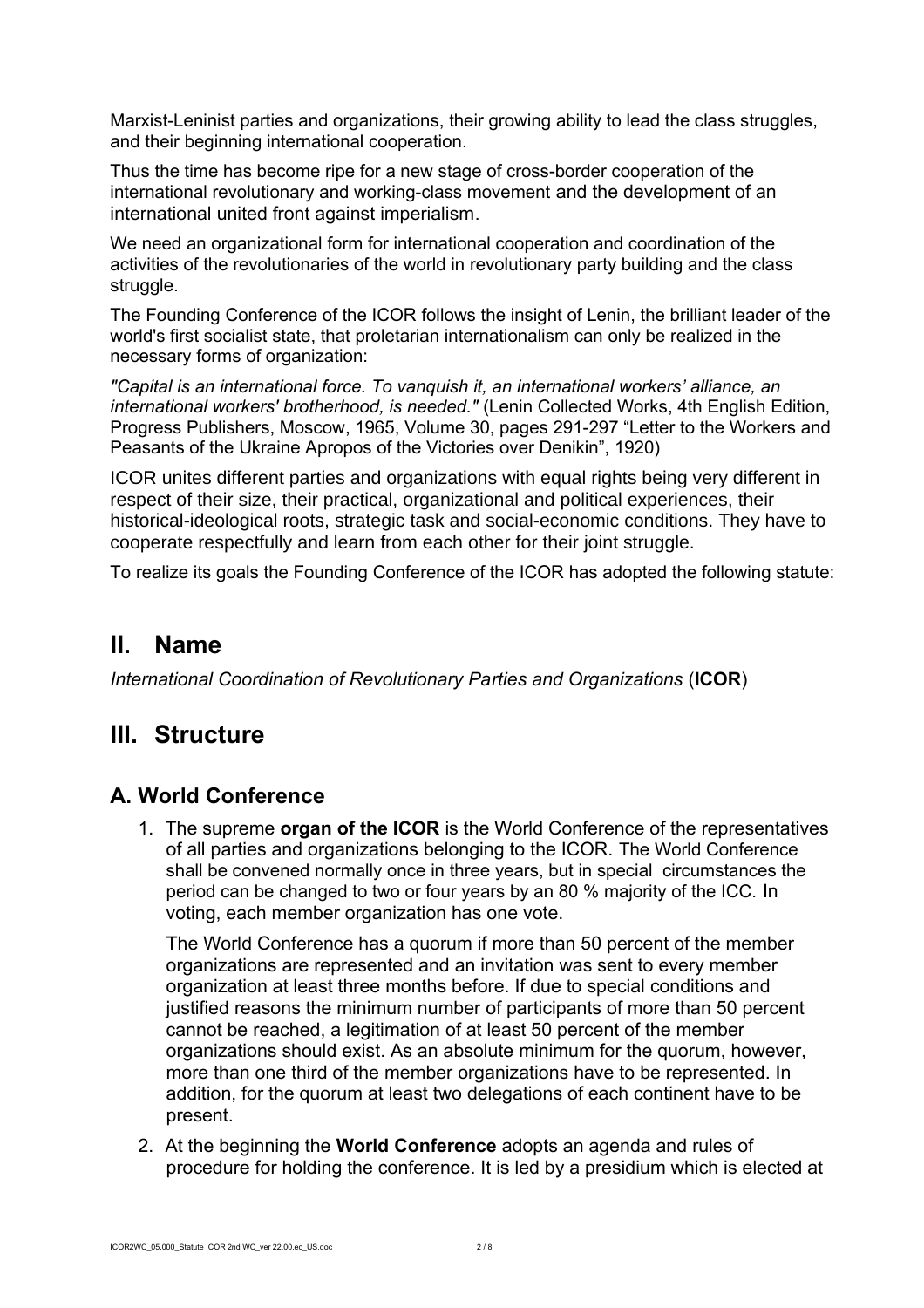Marxist-Leninist parties and organizations, their growing ability to lead the class struggles, and their beginning international cooperation.

Thus the time has become ripe for a new stage of cross-border cooperation of the international revolutionary and working-class movement and the development of an international united front against imperialism.

We need an organizational form for international cooperation and coordination of the activities of the revolutionaries of the world in revolutionary party building and the class struggle.

The Founding Conference of the ICOR follows the insight of Lenin, the brilliant leader of the world's first socialist state, that proletarian internationalism can only be realized in the necessary forms of organization:

*"Capital is an international force. To vanquish it, an international workers' alliance, an international workers' brotherhood, is needed."* (Lenin Collected Works, 4th English Edition, Progress Publishers, Moscow, 1965, Volume 30, pages 291-297 "Letter to the Workers and Peasants of the Ukraine Apropos of the Victories over Denikin", 1920)

ICOR unites different parties and organizations with equal rights being very different in respect of their size, their practical, organizational and political experiences, their historical-ideological roots, strategic task and social-economic conditions. They have to cooperate respectfully and learn from each other for their joint struggle.

To realize its goals the Founding Conference of the ICOR has adopted the following statute:

# II. Name

*International Coordination of Revolutionary Parties and Organizations* (**ICOR**)

# III. Structure

## A. World Conference

1. The supreme **organ of the ICOR** is the World Conference of the representatives of all parties and organizations belonging to the ICOR. The World Conference shall be convened normally once in three years, but in special circumstances the period can be changed to two or four years by an 80 % majority of the ICC. In voting, each member organization has one vote.

   The World Conference has a quorum if more than 50 percent of the member organizations are represented and an invitation was sent to every member organization at least three months before. If due to special conditions and justified reasons the minimum number of participants of more than 50 percent cannot be reached, a legitimation of at least 50 percent of the member organizations should exist. As an absolute minimum for the quorum, however, more than one third of the member organizations have to be represented. In addition, for the quorum at least two delegations of each continent have to be present.

2. At the beginning the **World Conference** adopts an agenda and rules of procedure for holding the conference. It is led by a presidium which is elected at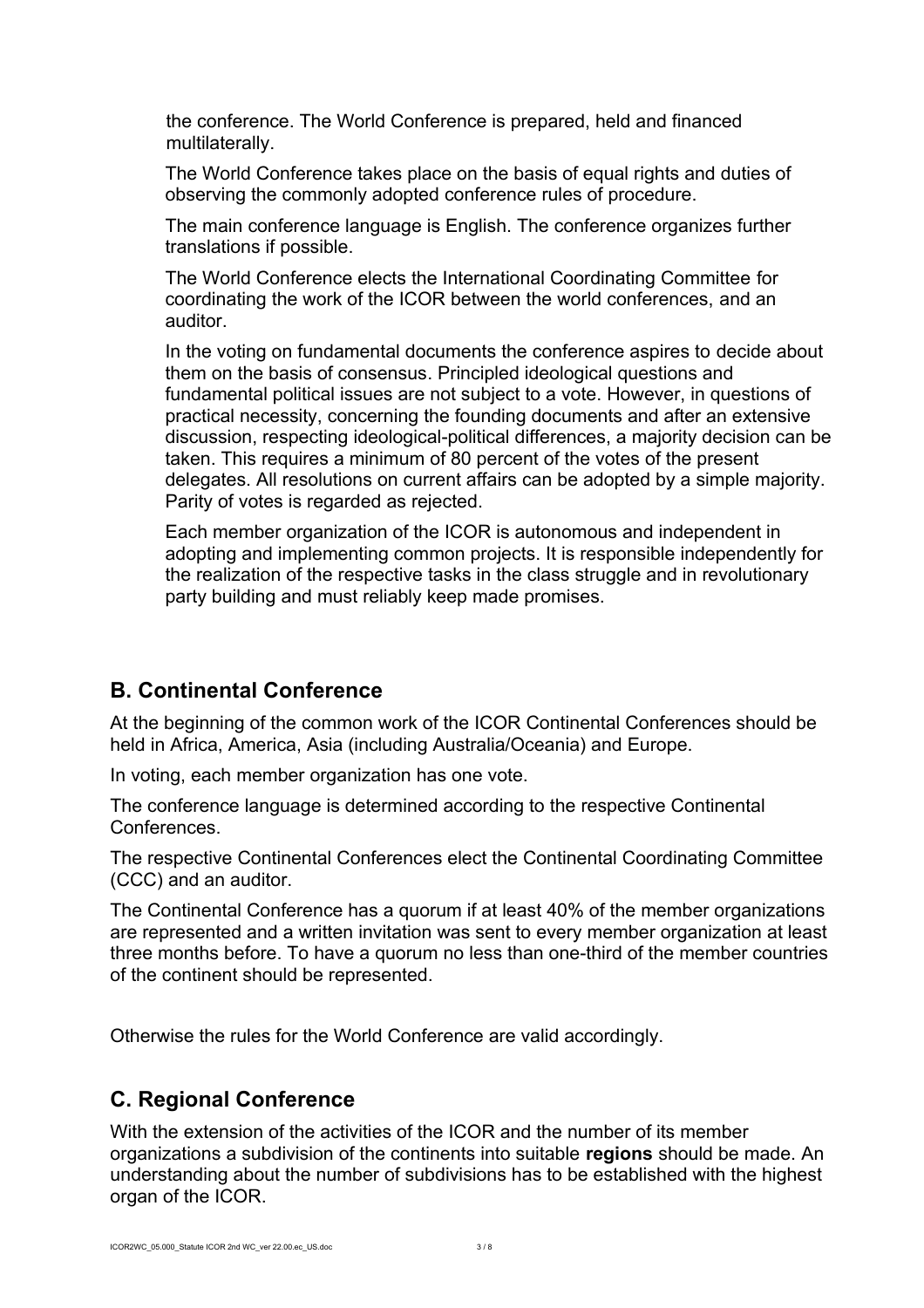the conference. The World Conference is prepared, held and financed multilaterally.

The World Conference takes place on the basis of equal rights and duties of observing the commonly adopted conference rules of procedure.

The main conference language is English. The conference organizes further translations if possible.

The World Conference elects the International Coordinating Committee for coordinating the work of the ICOR between the world conferences, and an auditor.

In the voting on fundamental documents the conference aspires to decide about them on the basis of consensus. Principled ideological questions and fundamental political issues are not subject to a vote. However, in questions of practical necessity, concerning the founding documents and after an extensive discussion, respecting ideological-political differences, a majority decision can be taken. This requires a minimum of 80 percent of the votes of the present delegates. All resolutions on current affairs can be adopted by a simple majority. Parity of votes is regarded as rejected.

Each member organization of the ICOR is autonomous and independent in adopting and implementing common projects. It is responsible independently for the realization of the respective tasks in the class struggle and in revolutionary party building and must reliably keep made promises.

## B. Continental Conference

At the beginning of the common work of the ICOR Continental Conferences should be held in Africa, America, Asia (including Australia/Oceania) and Europe.

In voting, each member organization has one vote.

The conference language is determined according to the respective Continental Conferences.

The respective Continental Conferences elect the Continental Coordinating Committee (CCC) and an auditor.

The Continental Conference has a quorum if at least 40% of the member organizations are represented and a written invitation was sent to every member organization at least three months before. To have a quorum no less than one-third of the member countries of the continent should be represented.

Otherwise the rules for the World Conference are valid accordingly.

## C. Regional Conference

With the extension of the activities of the ICOR and the number of its member organizations a subdivision of the continents into suitable **regions** should be made. An understanding about the number of subdivisions has to be established with the highest organ of the ICOR.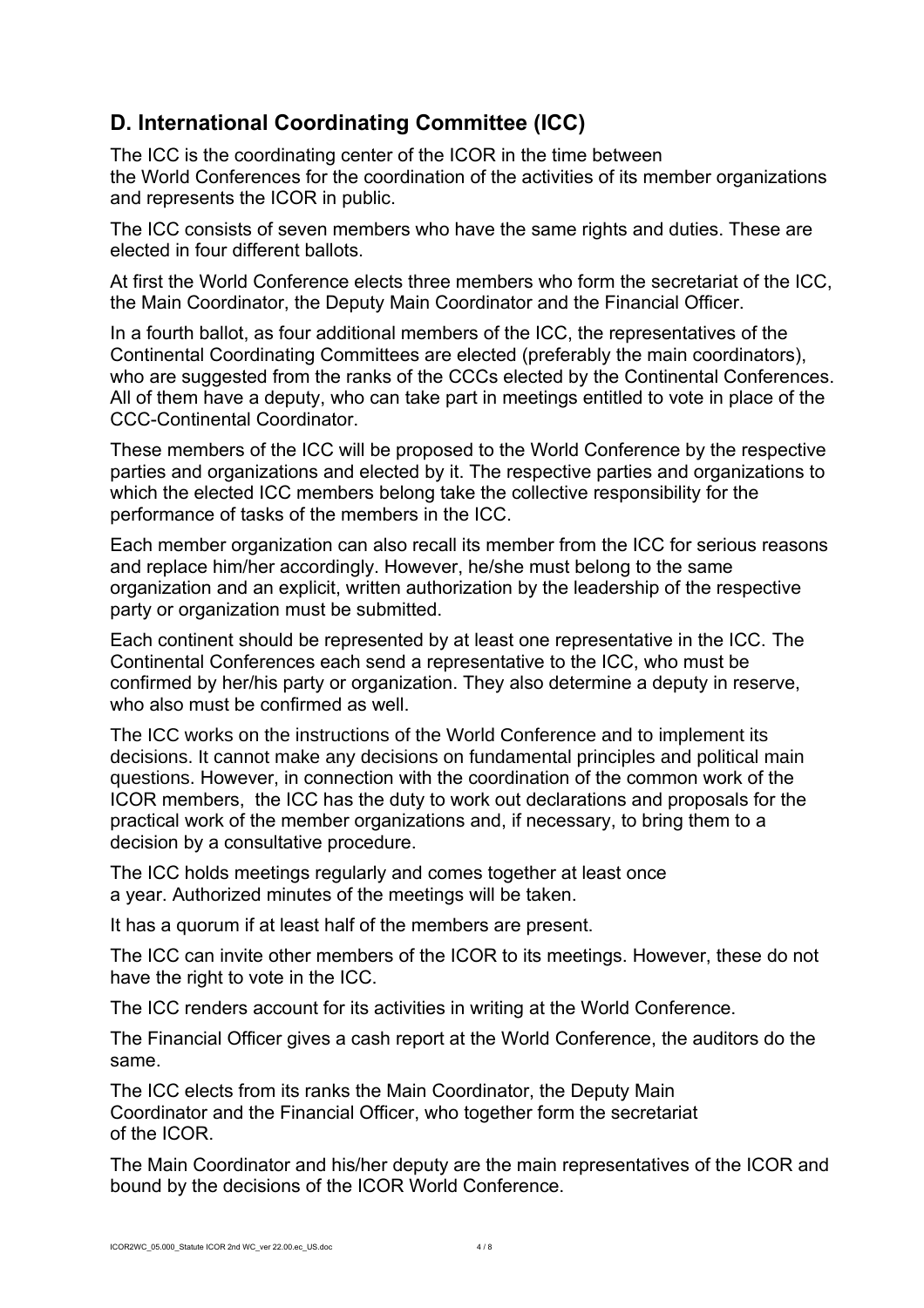## D. International Coordinating Committee (ICC)

The ICC is the coordinating center of the ICOR in the time between the World Conferences for the coordination of the activities of its member organizations and represents the ICOR in public.

The ICC consists of seven members who have the same rights and duties. These are elected in four different ballots.

At first the World Conference elects three members who form the secretariat of the ICC, the Main Coordinator, the Deputy Main Coordinator and the Financial Officer.

In a fourth ballot, as four additional members of the ICC, the representatives of the Continental Coordinating Committees are elected (preferably the main coordinators), who are suggested from the ranks of the CCCs elected by the Continental Conferences. All of them have a deputy, who can take part in meetings entitled to vote in place of the CCC-Continental Coordinator.

These members of the ICC will be proposed to the World Conference by the respective parties and organizations and elected by it. The respective parties and organizations to which the elected ICC members belong take the collective responsibility for the performance of tasks of the members in the ICC.

Each member organization can also recall its member from the ICC for serious reasons and replace him/her accordingly. However, he/she must belong to the same organization and an explicit, written authorization by the leadership of the respective party or organization must be submitted.

Each continent should be represented by at least one representative in the ICC. The Continental Conferences each send a representative to the ICC, who must be confirmed by her/his party or organization. They also determine a deputy in reserve, who also must be confirmed as well.

The ICC works on the instructions of the World Conference and to implement its decisions. It cannot make any decisions on fundamental principles and political main questions. However, in connection with the coordination of the common work of the ICOR members, the ICC has the duty to work out declarations and proposals for the practical work of the member organizations and, if necessary, to bring them to a decision by a consultative procedure.

The ICC holds meetings regularly and comes together at least once a year. Authorized minutes of the meetings will be taken.

It has a quorum if at least half of the members are present.

The ICC can invite other members of the ICOR to its meetings. However, these do not have the right to vote in the ICC.

The ICC renders account for its activities in writing at the World Conference.

The Financial Officer gives a cash report at the World Conference, the auditors do the same.

The ICC elects from its ranks the Main Coordinator, the Deputy Main Coordinator and the Financial Officer, who together form the secretariat of the ICOR.

The Main Coordinator and his/her deputy are the main representatives of the ICOR and bound by the decisions of the ICOR World Conference.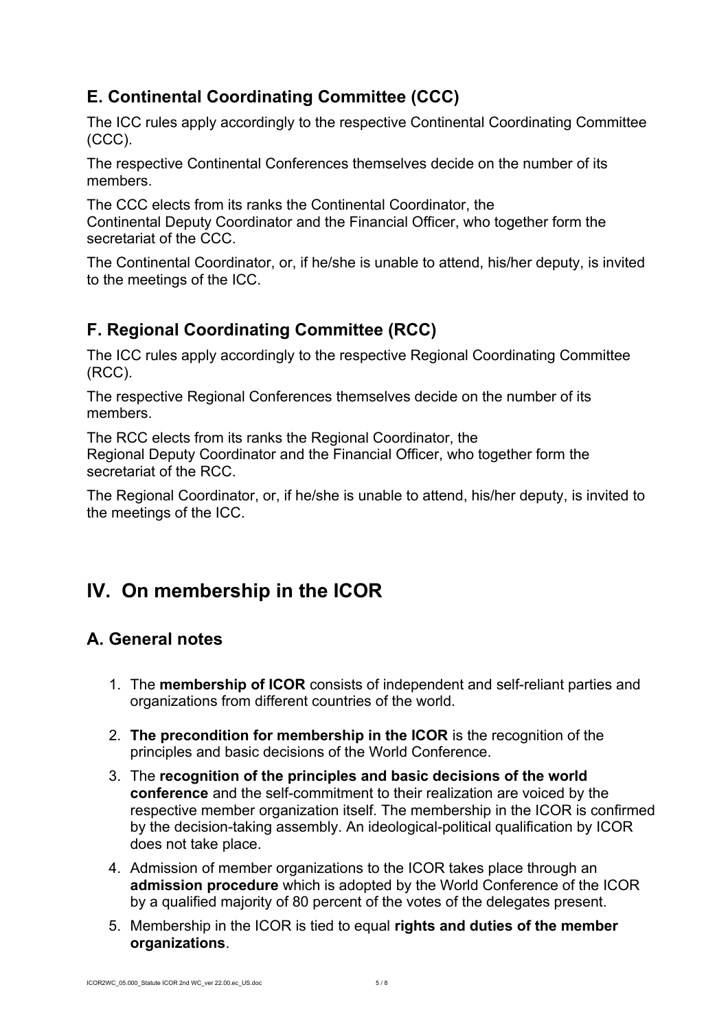### E. Continental Coordinating Committee (CCC)

The ICC rules apply accordingly to the respective Continental Coordinating Committee (CCC).

The respective Continental Conferences themselves decide on the number of its members.

The CCC elects from its ranks the Continental Coordinator, the Continental Deputy Coordinator and the Financial Officer, who together form the secretariat of the CCC.

The Continental Coordinator, or, if he/she is unable to attend, his/her deputy, is invited to the meetings of the ICC.

### F. Regional Coordinating Committee (RCC)

The ICC rules apply accordingly to the respective Regional Coordinating Committee (RCC).

The respective Regional Conferences themselves decide on the number of its members.

The RCC elects from its ranks the Regional Coordinator, the Regional Deputy Coordinator and the Financial Officer, who together form the secretariat of the RCC.

The Regional Coordinator, or, if he/she is unable to attend, his/her deputy, is invited to the meetings of the ICC.

## IV. On membership in the ICOR

### A. General notes

1. The **membership of ICOR** consists of independent and self-reliant parties and organizations from different countries of the world.
2. **The precondition for membership in the ICOR** is the recognition of the principles and basic decisions of the World Conference.
3. The **recognition of the principles and basic decisions of the world conference** and the self-commitment to their realization are voiced by the respective member organization itself. The membership in the ICOR is confirmed by the decision-taking assembly. An ideological-political qualification by ICOR does not take place.
4. Admission of member organizations to the ICOR takes place through an **admission procedure** which is adopted by the World Conference of the ICOR by a qualified majority of 80 percent of the votes of the delegates present.
5. Membership in the ICOR is tied to equal **rights and duties of the member organizations**.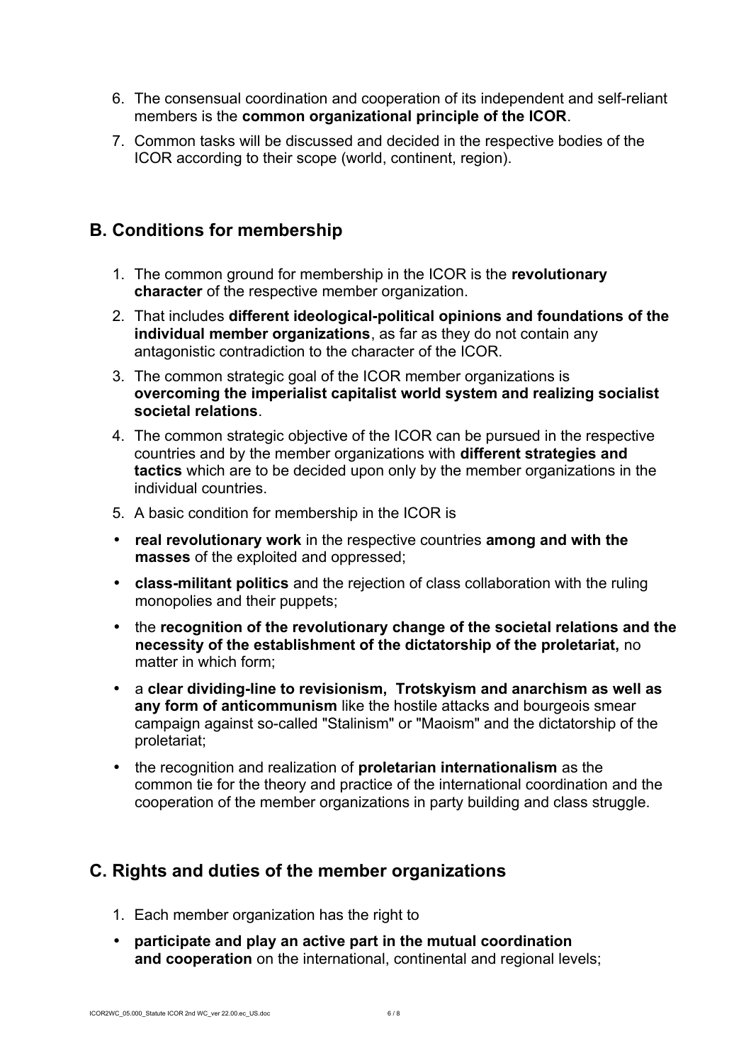6. The consensual coordination and cooperation of its independent and self-reliant members is the **common organizational principle of the ICOR**.
7. Common tasks will be discussed and decided in the respective bodies of the ICOR according to their scope (world, continent, region).

## B. Conditions for membership

1. The common ground for membership in the ICOR is the **revolutionary character** of the respective member organization.
2. That includes **different ideological-political opinions and foundations of the individual member organizations**, as far as they do not contain any antagonistic contradiction to the character of the ICOR.
3. The common strategic goal of the ICOR member organizations is **overcoming the imperialist capitalist world system and realizing socialist societal relations**.
4. The common strategic objective of the ICOR can be pursued in the respective countries and by the member organizations with **different strategies and tactics** which are to be decided upon only by the member organizations in the individual countries.
5. A basic condition for membership in the ICOR is

- **real revolutionary work** in the respective countries **among and with the masses** of the exploited and oppressed;
- **class-militant politics** and the rejection of class collaboration with the ruling monopolies and their puppets;
- the **recognition of the revolutionary change of the societal relations and the necessity of the establishment of the dictatorship of the proletariat,** no matter in which form;
- a **clear dividing-line to revisionism, Trotskyism and anarchism as well as any form of anticommunism** like the hostile attacks and bourgeois smear campaign against so-called "Stalinism" or "Maoism" and the dictatorship of the proletariat;
- the recognition and realization of **proletarian internationalism** as the common tie for the theory and practice of the international coordination and the cooperation of the member organizations in party building and class struggle.

## C. Rights and duties of the member organizations

1. Each member organization has the right to

- **participate and play an active part in the mutual coordination and cooperation** on the international, continental and regional levels;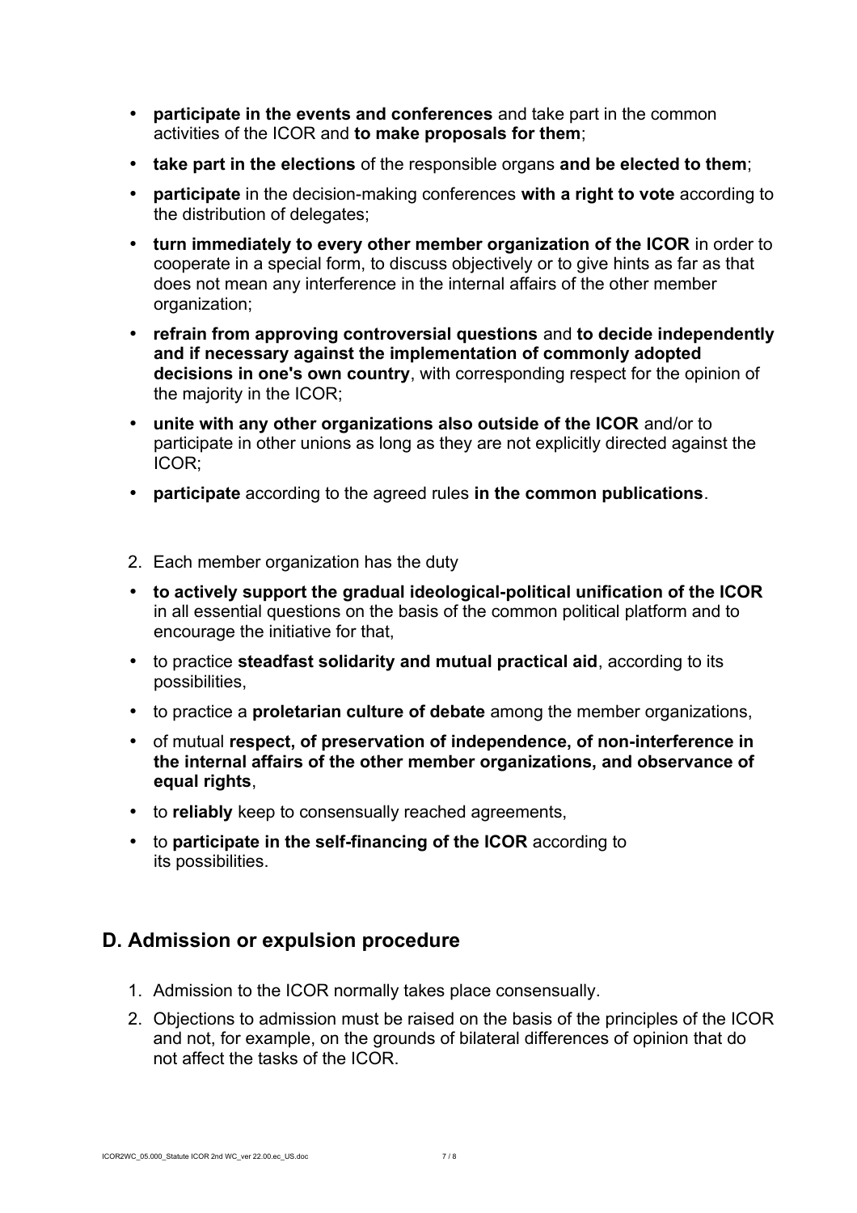- **participate in the events and conferences** and take part in the common activities of the ICOR and **to make proposals for them**;
- **take part in the elections** of the responsible organs **and be elected to them**;
- **participate** in the decision-making conferences **with a right to vote** according to the distribution of delegates;
- **turn immediately to every other member organization of the ICOR** in order to cooperate in a special form, to discuss objectively or to give hints as far as that does not mean any interference in the internal affairs of the other member organization;
- **refrain from approving controversial questions** and **to decide independently and if necessary against the implementation of commonly adopted decisions in one's own country**, with corresponding respect for the opinion of the majority in the ICOR;
- **unite with any other organizations also outside of the ICOR** and/or to participate in other unions as long as they are not explicitly directed against the ICOR;
- **participate** according to the agreed rules **in the common publications**.

2. Each member organization has the duty

- **to actively support the gradual ideological-political unification of the ICOR** in all essential questions on the basis of the common political platform and to encourage the initiative for that,
- to practice **steadfast solidarity and mutual practical aid**, according to its possibilities,
- to practice a **proletarian culture of debate** among the member organizations,
- of mutual **respect, of preservation of independence, of non-interference in the internal affairs of the other member organizations, and observance of equal rights**,
- to **reliably** keep to consensually reached agreements,
- to **participate in the self-financing of the ICOR** according to its possibilities.

## D. Admission or expulsion procedure

1. Admission to the ICOR normally takes place consensually.
2. Objections to admission must be raised on the basis of the principles of the ICOR and not, for example, on the grounds of bilateral differences of opinion that do not affect the tasks of the ICOR.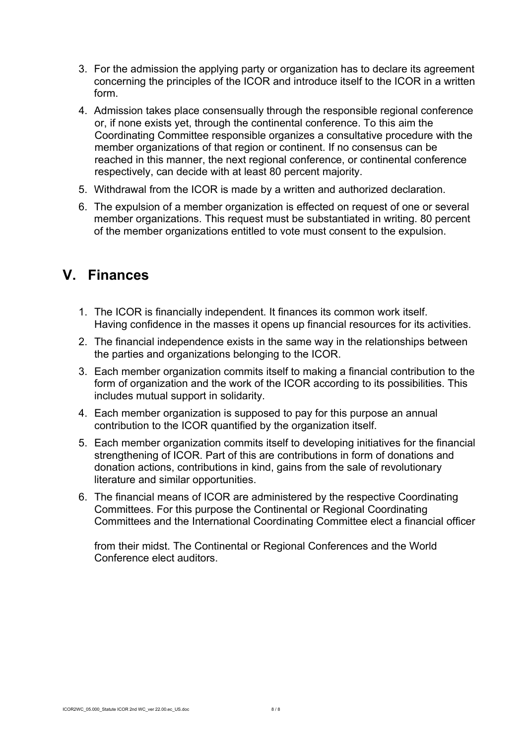3. For the admission the applying party or organization has to declare its agreement concerning the principles of the ICOR and introduce itself to the ICOR in a written form.
4. Admission takes place consensually through the responsible regional conference or, if none exists yet, through the continental conference. To this aim the Coordinating Committee responsible organizes a consultative procedure with the member organizations of that region or continent. If no consensus can be reached in this manner, the next regional conference, or continental conference respectively, can decide with at least 80 percent majority.
5. Withdrawal from the ICOR is made by a written and authorized declaration.
6. The expulsion of a member organization is effected on request of one or several member organizations. This request must be substantiated in writing. 80 percent of the member organizations entitled to vote must consent to the expulsion.

## V. Finances

1. The ICOR is financially independent. It finances its common work itself. Having confidence in the masses it opens up financial resources for its activities.
2. The financial independence exists in the same way in the relationships between the parties and organizations belonging to the ICOR.
3. Each member organization commits itself to making a financial contribution to the form of organization and the work of the ICOR according to its possibilities. This includes mutual support in solidarity.
4. Each member organization is supposed to pay for this purpose an annual contribution to the ICOR quantified by the organization itself.
5. Each member organization commits itself to developing initiatives for the financial strengthening of ICOR. Part of this are contributions in form of donations and donation actions, contributions in kind, gains from the sale of revolutionary literature and similar opportunities.
6. The financial means of ICOR are administered by the respective Coordinating Committees. For this purpose the Continental or Regional Coordinating Committees and the International Coordinating Committee elect a financial officer from their midst. The Continental or Regional Conferences and the World Conference elect auditors.